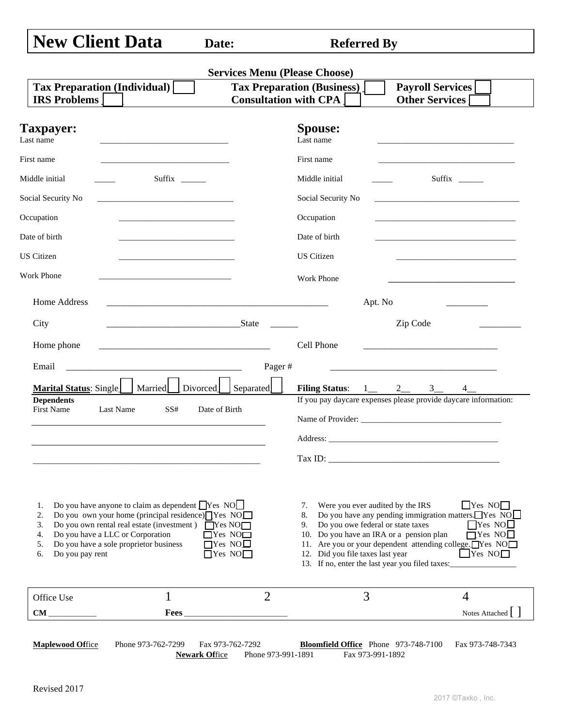# New Client Data

**Date:** **Referred By**

**Services Menu (Please Choose)**

| | | |
|---|---|---|
| **Tax Preparation (Individual)** [ ] | **Tax Preparation (Business)** [ ] | **Payroll Services** [ ] |
| **IRS Problems** [ ] | **Consultation with CPA** [ ] | **Other Services** [ ] |

| **Taxpayer:** | | **Spouse:** | |
|---|---|---|---|
| Last name | ______________________________ | Last name | ________________________________ |
| First name | ______________________________ | First name | ________________________________ |
| Middle initial | _____ Suffix ______ | Middle initial | _____ Suffix ______ |
| Social Security No | ________________________________ | Social Security No | __________________________________ |
| Occupation | ___________________________ | Occupation | _________________________________ |
| Date of birth | ___________________________ | Date of birth | _________________________________ |
| US Citizen | ___________________________ | US Citizen | ____________________________ |
| Work Phone | _______________________________ | Work Phone | ______________________________ |

Home Address ____________________________________________________ Apt. No _________

City _______________________________ State ______ Zip Code _________

Home phone ________________________________________ Cell Phone ______________________________

Email ________________________________________ Pager # ______________________________________

**Marital Status**: Single[ ] Married[ ] Divorced[ ] Separated[ ]

**Filing Status**: 1__ 2__ 3__ 4__

**Dependents**

First Name Last Name SS# Date of Birth

______________________________________________________

______________________________________________________

______________________________________________________

If you pay daycare expenses please provide daycare information:

Name of Provider: __________________________________

Address: __________________________________________

Tax ID: __________________________________________

1. Do you have anyone to claim as dependent [ ]Yes NO[ ]
2. Do you own your home (principal residence)[ ]Yes NO[ ]
3. Do you own rental real estate (investment ) [ ]Yes NO[ ]
4. Do you have a LLC or Corporation [ ]Yes NO[ ]
5. Do you have a sole proprietor business [ ]Yes NO[ ]
6. Do you pay rent [ ]Yes NO[ ]
7. Were you ever audited by the IRS [ ]Yes NO[ ]
8. Do you have any pending immigration matters.[ ]Yes NO[ ]
9. Do you owe federal or state taxes [ ]Yes NO[ ]
10. Do you have an IRA or a pension plan [ ]Yes NO[ ]
11. Are you or your dependent attending college.[ ]Yes NO[ ]
12. Did you file taxes last year [ ]Yes NO[ ]
13. If no, enter the last year you filed taxes:________________

| Office Use | 1 | 2 | 3 | 4 |
|---|---|---|---|---|
| **CM** ___________ | **Fees** _______________________ | | | Notes Attached [ ] |

**Maplewood Office** Phone 973-762-7299 Fax 973-762-7292 **Bloomfield Office** Phone 973-748-7100 Fax 973-748-7343

**Newark Office** Phone 973-991-1891 Fax 973-991-1892

Revised 2017

2017 ©Taxko , Inc.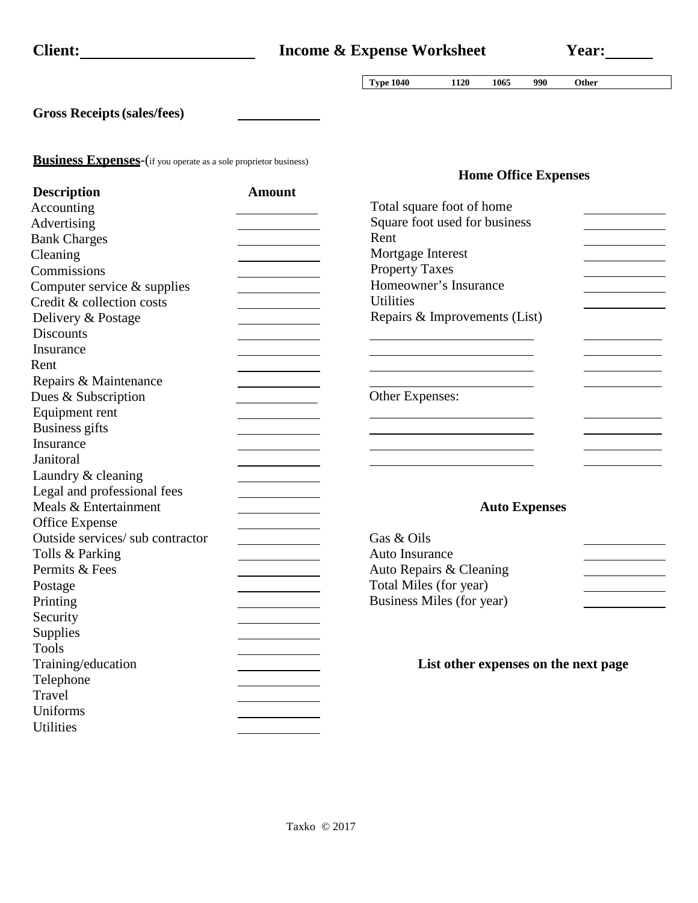**Client:** ____________________ **Income & Expense Worksheet** **Year:** ______

| Type 1040 | 1120 | 1065 | 990 | Other |
|---|---|---|---|---|

**Gross Receipts (sales/fees)** ____________

**Business Expenses**-(if you operate as a sole proprietor business)

| Description | Amount |
|---|---|
| Accounting | |
| Advertising | |
| Bank Charges | |
| Cleaning | |
| Commissions | |
| Computer service & supplies | |
| Credit & collection costs | |
| Delivery & Postage | |
| Discounts | |
| Insurance | |
| Rent | |
| Repairs & Maintenance | |
| Dues & Subscription | |
| Equipment rent | |
| Business gifts | |
| Insurance | |
| Janitoral | |
| Laundry & cleaning | |
| Legal and professional fees | |
| Meals & Entertainment | |
| Office Expense | |
| Outside services/ sub contractor | |
| Tolls & Parking | |
| Permits & Fees | |
| Postage | |
| Printing | |
| Security | |
| Supplies | |
| Tools | |
| Training/education | |
| Telephone | |
| Travel | |
| Uniforms | |
| Utilities | |

**Home Office Expenses**

| | |
|---|---|
| Total square foot of home | |
| Square foot used for business | |
| Rent | |
| Mortgage Interest | |
| Property Taxes | |
| Homeowner's Insurance | |
| Utilities | |
| Repairs & Improvements (List) | |
| | |
| | |
| | |
| | |
| Other Expenses: | |
| | |
| | |
| | |
| | |

**Auto Expenses**

| | |
|---|---|
| Gas & Oils | |
| Auto Insurance | |
| Auto Repairs & Cleaning | |
| Total Miles (for year) | |
| Business Miles (for year) | |

**List other expenses on the next page**

Taxko © 2017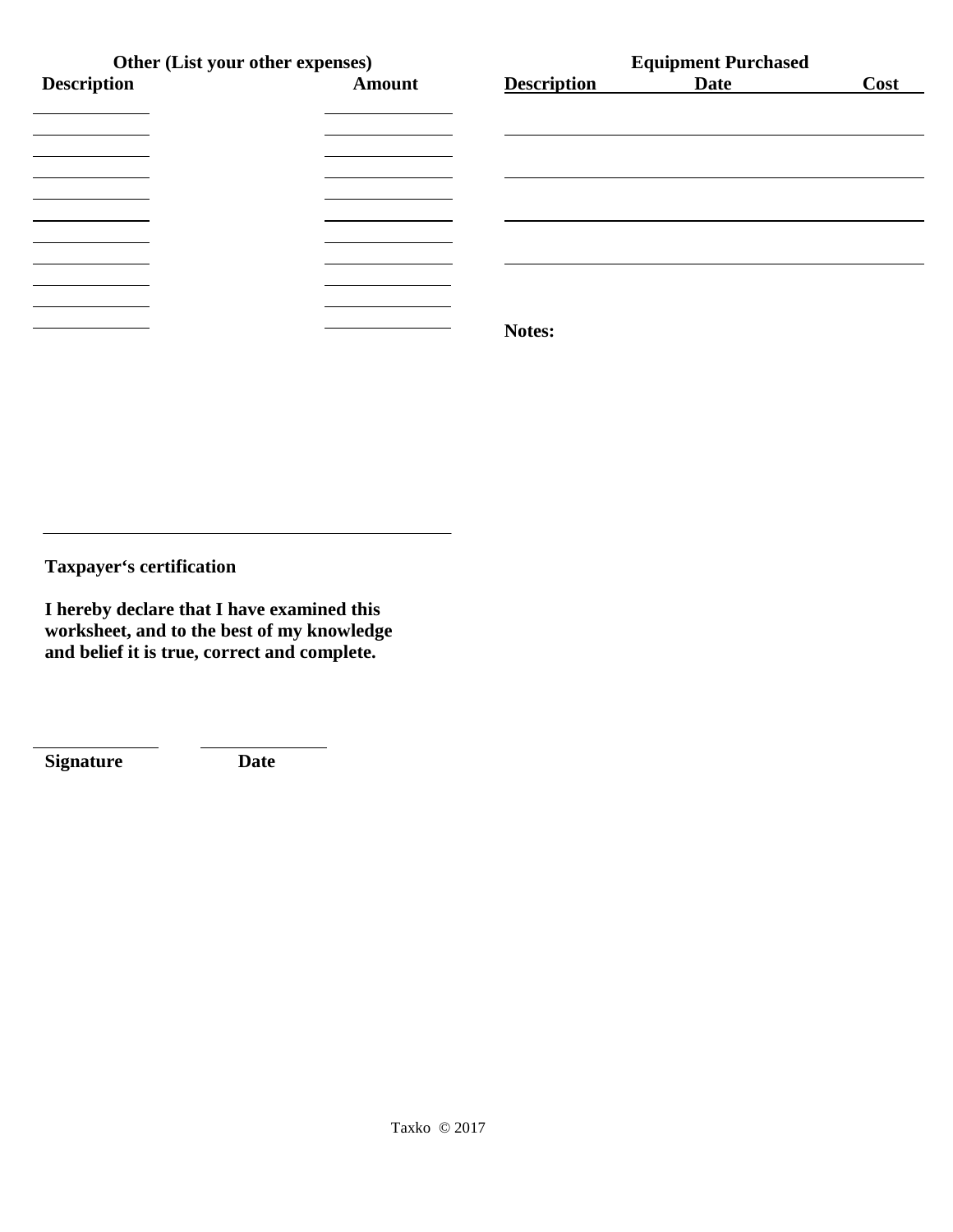**Other (List your other expenses)**

| Description | Amount |
|---|---|
| | |
| | |
| | |
| | |
| | |
| | |
| | |
| | |
| | |
| | |
| | |

**Equipment Purchased**

| Description | Date | Cost |
|---|---|---|
| | | |
| | | |
| | | |
| | | |

**Notes:**

**Taxpayer's certification**

**I hereby declare that I have examined this worksheet, and to the best of my knowledge and belief it is true, correct and complete.**

| **Signature** | **Date** |
|---|---|
| | |

Taxko © 2017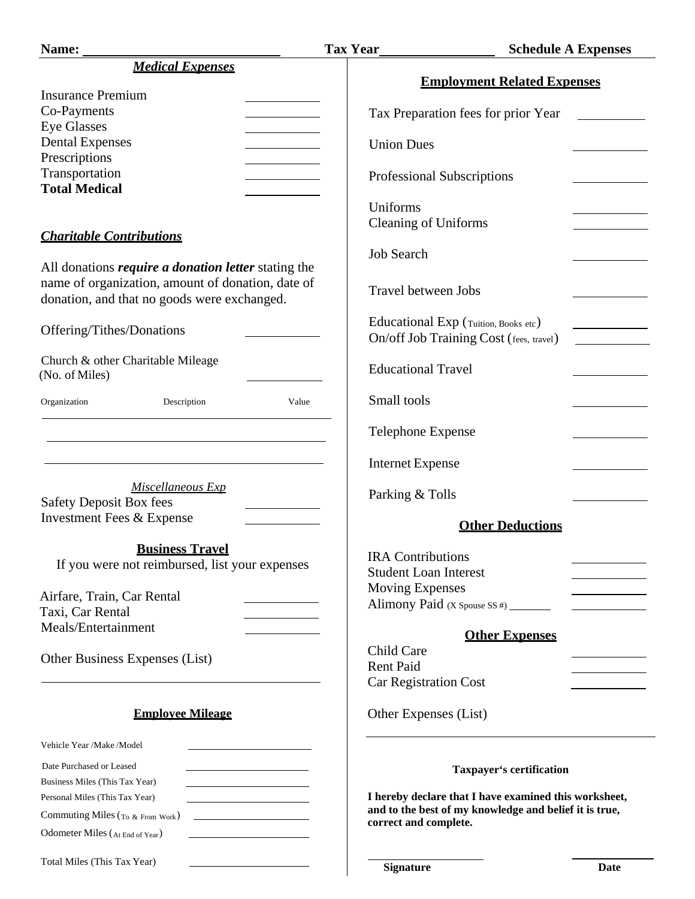**Name:** ____________________ **Tax Year** ______________ **Schedule A Expenses**

## *Medical Expenses*

| | |
|---|---|
| Insurance Premium | ________ |
| Co-Payments | ________ |
| Eye Glasses | ________ |
| Dental Expenses | ________ |
| Prescriptions | ________ |
| Transportation | ________ |
| **Total Medical** | ________ |

## *Charitable Contributions*

All donations ***require a donation letter*** stating the name of organization, amount of donation, date of donation, and that no goods were exchanged.

Offering/Tithes/Donations ________

Church & other Charitable Mileage (No. of Miles) ________

| Organization | Description | Value |
|---|---|---|
| | | |
| | | |
| | | |

### *Miscellaneous Exp*

| | |
|---|---|
| Safety Deposit Box fees | ________ |
| Investment Fees & Expense | ________ |

## Business Travel

If you were not reimbursed, list your expenses

| | |
|---|---|
| Airfare, Train, Car Rental | ________ |
| Taxi, Car Rental | ________ |
| Meals/Entertainment | ________ |

Other Business Expenses (List)

________________________________

## Employee Mileage

| | |
|---|---|
| Vehicle Year /Make /Model | ________ |
| Date Purchased or Leased | ________ |
| Business Miles (This Tax Year) | ________ |
| Personal Miles (This Tax Year) | ________ |
| Commuting Miles (To & From Work) | ________ |
| Odometer Miles (At End of Year) | ________ |
| Total Miles (This Tax Year) | ________ |

## Employment Related Expenses

| | |
|---|---|
| Tax Preparation fees for prior Year | ________ |
| Union Dues | ________ |
| Professional Subscriptions | ________ |
| Uniforms | ________ |
| Cleaning of Uniforms | ________ |
| Job Search | ________ |
| Travel between Jobs | ________ |
| Educational Exp (Tuition, Books etc) | ________ |
| On/off Job Training Cost (fees, travel) | ________ |
| Educational Travel | ________ |
| Small tools | ________ |
| Telephone Expense | ________ |
| Internet Expense | ________ |
| Parking & Tolls | ________ |

## Other Deductions

| | |
|---|---|
| IRA Contributions | ________ |
| Student Loan Interest | ________ |
| Moving Expenses | ________ |
| Alimony Paid (X Spouse SS #) ________ | ________ |

## Other Expenses

| | |
|---|---|
| Child Care | ________ |
| Rent Paid | ________ |
| Car Registration Cost | ________ |

Other Expenses (List)

________________________________

**Taxpayer's certification**

**I hereby declare that I have examined this worksheet, and to the best of my knowledge and belief it is true, correct and complete.**

________________ ________________

**Signature** **Date**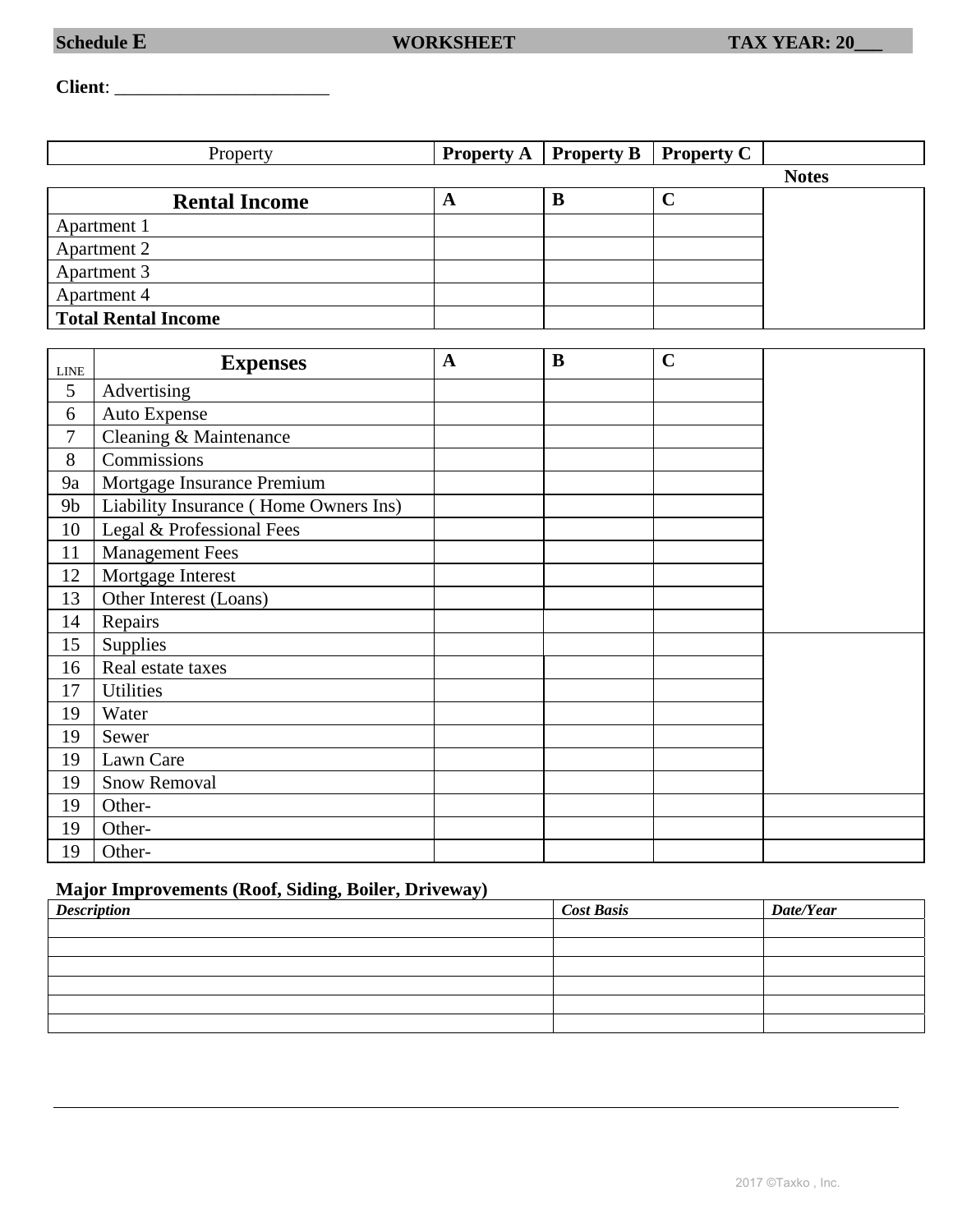**Schedule E** **WORKSHEET** **TAX YEAR: 20___**

**Client**: ________________________

| Property | **Property A** | **Property B** | **Property C** | **Notes** |
|---|---|---|---|---|
| **Rental Income** | **A** | **B** | **C** | |
| Apartment 1 | | | | |
| Apartment 2 | | | | |
| Apartment 3 | | | | |
| Apartment 4 | | | | |
| **Total Rental Income** | | | | |

| LINE | **Expenses** | **A** | **B** | **C** | |
|---|---|---|---|---|---|
| 5 | Advertising | | | | |
| 6 | Auto Expense | | | | |
| 7 | Cleaning & Maintenance | | | | |
| 8 | Commissions | | | | |
| 9a | Mortgage Insurance Premium | | | | |
| 9b | Liability Insurance ( Home Owners Ins) | | | | |
| 10 | Legal & Professional Fees | | | | |
| 11 | Management Fees | | | | |
| 12 | Mortgage Interest | | | | |
| 13 | Other Interest (Loans) | | | | |
| 14 | Repairs | | | | |
| 15 | Supplies | | | | |
| 16 | Real estate taxes | | | | |
| 17 | Utilities | | | | |
| 19 | Water | | | | |
| 19 | Sewer | | | | |
| 19 | Lawn Care | | | | |
| 19 | Snow Removal | | | | |
| 19 | Other- | | | | |
| 19 | Other- | | | | |
| 19 | Other- | | | | |

**Major Improvements (Roof, Siding, Boiler, Driveway)**

| ***Description*** | ***Cost Basis*** | ***Date/Year*** |
|---|---|---|
| | | |
| | | |
| | | |
| | | |
| | | |
| | | |

2017 ©Taxko , Inc.